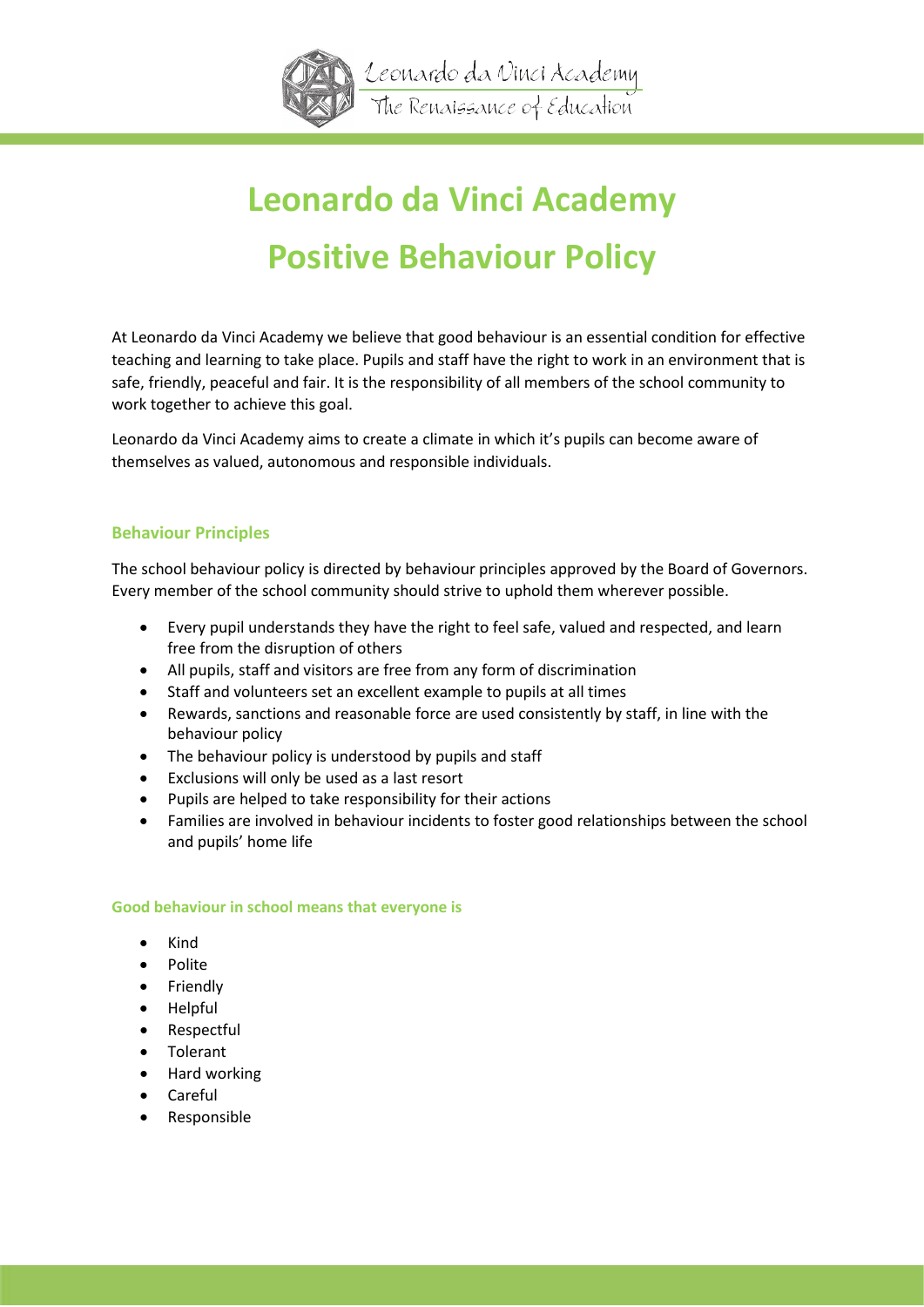# Leonardo da Vinci Academy

# Positive Behaviour Policy

At Leonardo da Vinci Academy we believe that good behaviour is an essential condition for effective teaching and learning to take place. Pupils and staff have the right to work in an environment that is safe, friendly, peaceful and fair. It is the responsibility of all members of the school community to work together to achieve this goal.

Leonardo da Vinci Academy aims to create a climate in which it's pupils can become aware of themselves as valued, autonomous and responsible individuals.

## Behaviour Principles

The school behaviour policy is directed by behaviour principles approved by the Board of Governors. Every member of the school community should strive to uphold them wherever possible.

- Every pupil understands they have the right to feel safe, valued and respected, and learn free from the disruption of others
- All pupils, staff and visitors are free from any form of discrimination
- Staff and volunteers set an excellent example to pupils at all times
- Rewards, sanctions and reasonable force are used consistently by staff, in line with the behaviour policy
- The behaviour policy is understood by pupils and staff
- Exclusions will only be used as a last resort
- Pupils are helped to take responsibility for their actions
- Families are involved in behaviour incidents to foster good relationships between the school and pupils' home life

### Good behaviour in school means that everyone is

- Kind
- Polite
- Friendly
- Helpful
- Respectful
- Tolerant
- Hard working
- Careful
- Responsible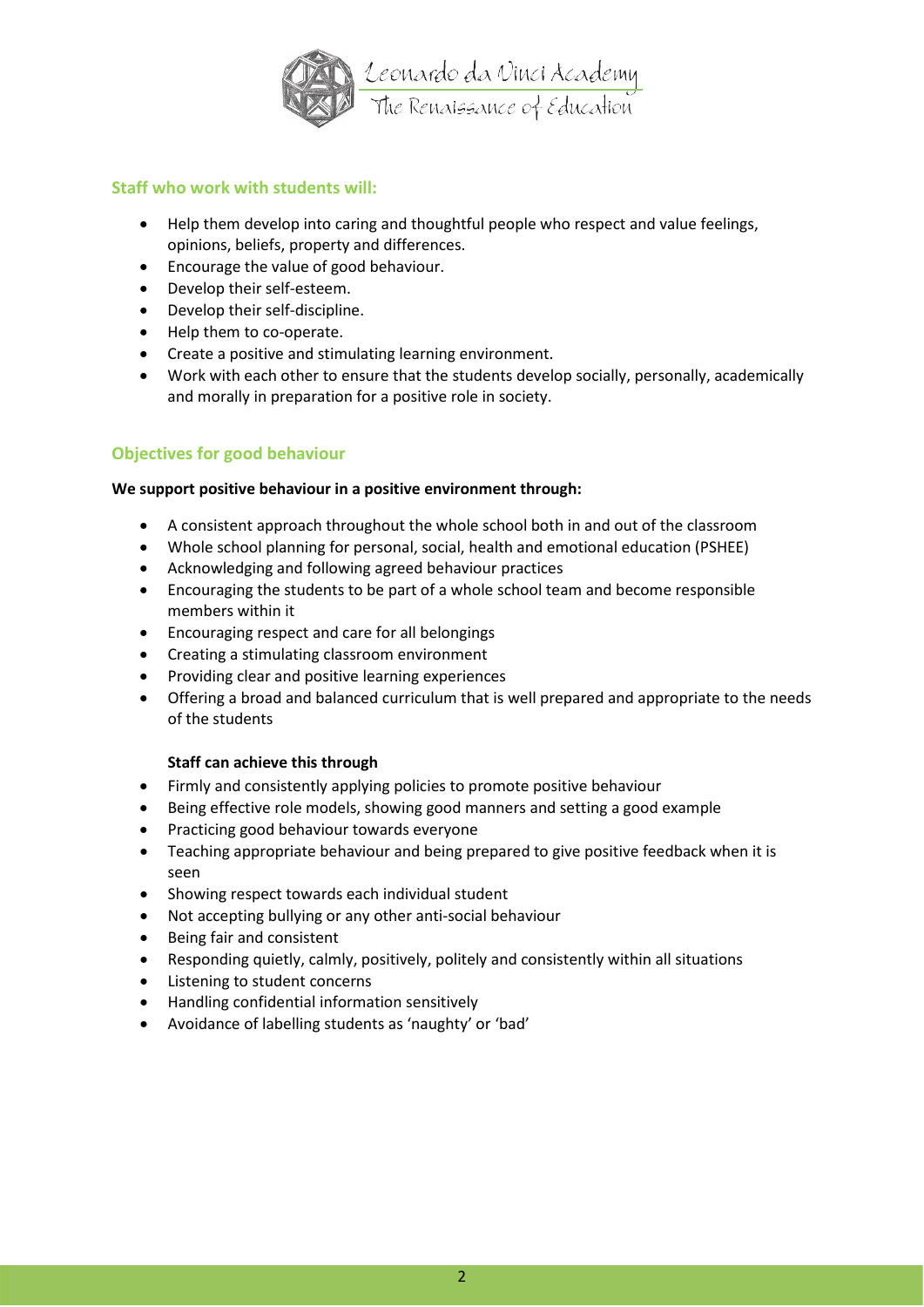## Staff who work with students will:

- Help them develop into caring and thoughtful people who respect and value feelings, opinions, beliefs, property and differences.
- Encourage the value of good behaviour.
- Develop their self-esteem.
- Develop their self-discipline.
- Help them to co-operate.
- Create a positive and stimulating learning environment.
- Work with each other to ensure that the students develop socially, personally, academically and morally in preparation for a positive role in society.

## Objectives for good behaviour

**We support positive behaviour in a positive environment through:**

- A consistent approach throughout the whole school both in and out of the classroom
- Whole school planning for personal, social, health and emotional education (PSHEE)
- Acknowledging and following agreed behaviour practices
- Encouraging the students to be part of a whole school team and become responsible members within it
- Encouraging respect and care for all belongings
- Creating a stimulating classroom environment
- Providing clear and positive learning experiences
- Offering a broad and balanced curriculum that is well prepared and appropriate to the needs of the students

**Staff can achieve this through**

- Firmly and consistently applying policies to promote positive behaviour
- Being effective role models, showing good manners and setting a good example
- Practicing good behaviour towards everyone
- Teaching appropriate behaviour and being prepared to give positive feedback when it is seen
- Showing respect towards each individual student
- Not accepting bullying or any other anti-social behaviour
- Being fair and consistent
- Responding quietly, calmly, positively, politely and consistently within all situations
- Listening to student concerns
- Handling confidential information sensitively
- Avoidance of labelling students as 'naughty' or 'bad'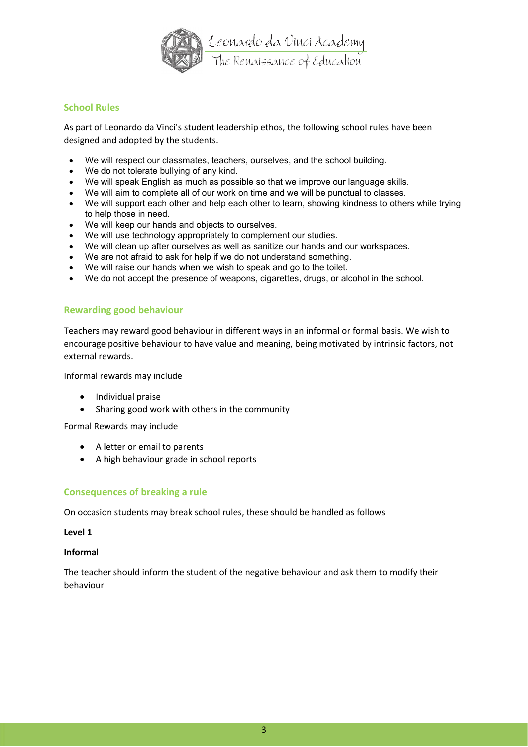## School Rules

As part of Leonardo da Vinci's student leadership ethos, the following school rules have been designed and adopted by the students.

- We will respect our classmates, teachers, ourselves, and the school building.
- We do not tolerate bullying of any kind.
- We will speak English as much as possible so that we improve our language skills.
- We will aim to complete all of our work on time and we will be punctual to classes.
- We will support each other and help each other to learn, showing kindness to others while trying to help those in need.
- We will keep our hands and objects to ourselves.
- We will use technology appropriately to complement our studies.
- We will clean up after ourselves as well as sanitize our hands and our workspaces.
- We are not afraid to ask for help if we do not understand something.
- We will raise our hands when we wish to speak and go to the toilet.
- We do not accept the presence of weapons, cigarettes, drugs, or alcohol in the school.

## Rewarding good behaviour

Teachers may reward good behaviour in different ways in an informal or formal basis. We wish to encourage positive behaviour to have value and meaning, being motivated by intrinsic factors, not external rewards.

Informal rewards may include

- Individual praise
- Sharing good work with others in the community

Formal Rewards may include

- A letter or email to parents
- A high behaviour grade in school reports

## Consequences of breaking a rule

On occasion students may break school rules, these should be handled as follows

**Level 1**

**Informal**

The teacher should inform the student of the negative behaviour and ask them to modify their behaviour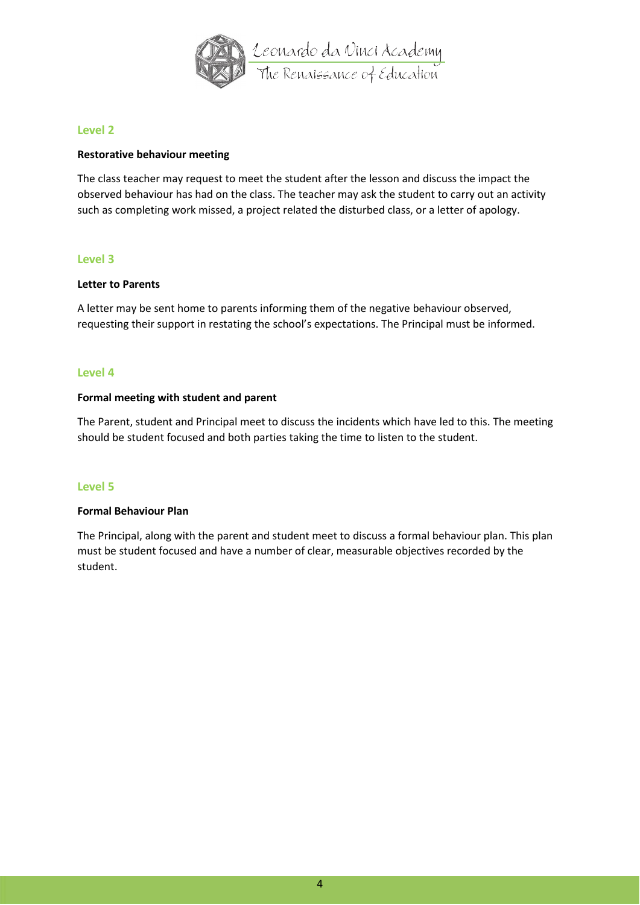## Level 2

**Restorative behaviour meeting**

The class teacher may request to meet the student after the lesson and discuss the impact the observed behaviour has had on the class. The teacher may ask the student to carry out an activity such as completing work missed, a project related the disturbed class, or a letter of apology.

## Level 3

**Letter to Parents**

A letter may be sent home to parents informing them of the negative behaviour observed, requesting their support in restating the school's expectations. The Principal must be informed.

## Level 4

**Formal meeting with student and parent**

The Parent, student and Principal meet to discuss the incidents which have led to this. The meeting should be student focused and both parties taking the time to listen to the student.

## Level 5

**Formal Behaviour Plan**

The Principal, along with the parent and student meet to discuss a formal behaviour plan. This plan must be student focused and have a number of clear, measurable objectives recorded by the student.